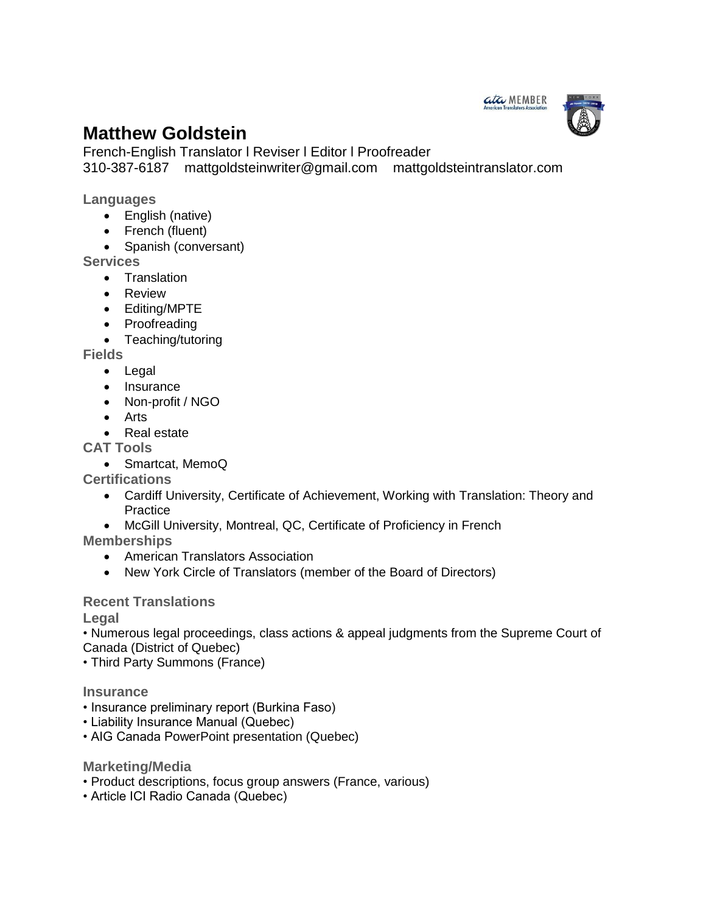# Matthew Goldstein

French-English Translator l Reviser l Editor l Proofreader
310-387-6187 mattgoldsteinwriter@gmail.com mattgoldsteintranslator.com

### Languages

- English (native)
- French (fluent)
- Spanish (conversant)

### Services

- Translation
- Review
- Editing/MPTE
- Proofreading
- Teaching/tutoring

### Fields

- Legal
- Insurance
- Non-profit / NGO
- Arts
- Real estate

### CAT Tools

- Smartcat, MemoQ

### Certifications

- Cardiff University, Certificate of Achievement, Working with Translation: Theory and Practice
- McGill University, Montreal, QC, Certificate of Proficiency in French

### Memberships

- American Translators Association
- New York Circle of Translators (member of the Board of Directors)

### Recent Translations

#### Legal

- Numerous legal proceedings, class actions & appeal judgments from the Supreme Court of Canada (District of Quebec)
- Third Party Summons (France)

#### Insurance

- Insurance preliminary report (Burkina Faso)
- Liability Insurance Manual (Quebec)
- AIG Canada PowerPoint presentation (Quebec)

#### Marketing/Media

- Product descriptions, focus group answers (France, various)
- Article ICI Radio Canada (Quebec)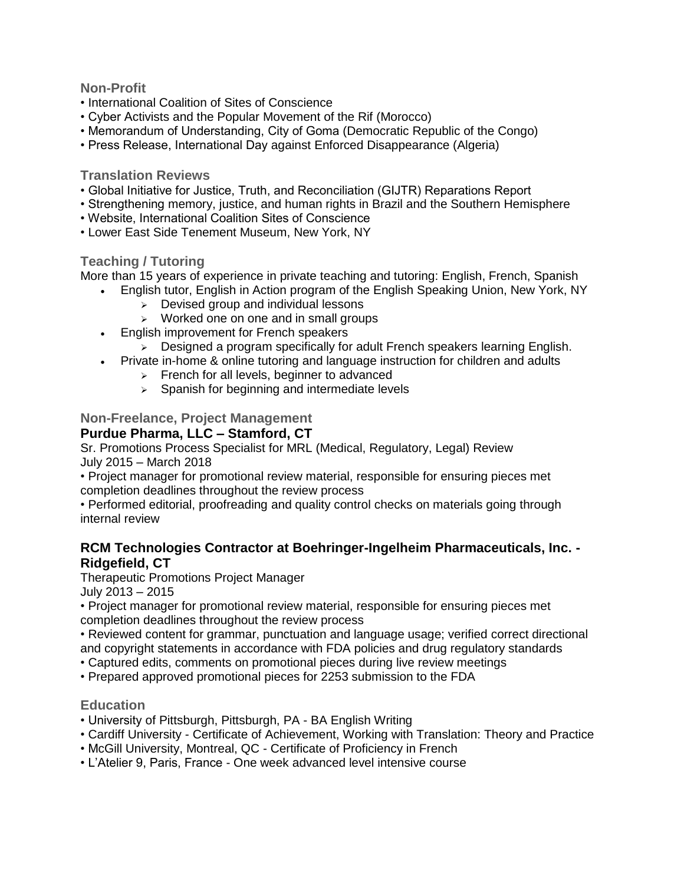### Non-Profit

- International Coalition of Sites of Conscience
- Cyber Activists and the Popular Movement of the Rif (Morocco)
- Memorandum of Understanding, City of Goma (Democratic Republic of the Congo)
- Press Release, International Day against Enforced Disappearance (Algeria)

### Translation Reviews

- Global Initiative for Justice, Truth, and Reconciliation (GIJTR) Reparations Report
- Strengthening memory, justice, and human rights in Brazil and the Southern Hemisphere
- Website, International Coalition Sites of Conscience
- Lower East Side Tenement Museum, New York, NY

### Teaching / Tutoring

More than 15 years of experience in private teaching and tutoring: English, French, Spanish

- English tutor, English in Action program of the English Speaking Union, New York, NY
  - Devised group and individual lessons
  - Worked one on one and in small groups
- English improvement for French speakers
  - Designed a program specifically for adult French speakers learning English.
- Private in-home & online tutoring and language instruction for children and adults
  - French for all levels, beginner to advanced
  - Spanish for beginning and intermediate levels

### Non-Freelance, Project Management

**Purdue Pharma, LLC – Stamford, CT**

Sr. Promotions Process Specialist for MRL (Medical, Regulatory, Legal) Review
July 2015 – March 2018

- Project manager for promotional review material, responsible for ensuring pieces met completion deadlines throughout the review process
- Performed editorial, proofreading and quality control checks on materials going through internal review

**RCM Technologies Contractor at Boehringer-Ingelheim Pharmaceuticals, Inc. - Ridgefield, CT**

Therapeutic Promotions Project Manager
July 2013 – 2015

- Project manager for promotional review material, responsible for ensuring pieces met completion deadlines throughout the review process
- Reviewed content for grammar, punctuation and language usage; verified correct directional and copyright statements in accordance with FDA policies and drug regulatory standards
- Captured edits, comments on promotional pieces during live review meetings
- Prepared approved promotional pieces for 2253 submission to the FDA

### Education

- University of Pittsburgh, Pittsburgh, PA - BA English Writing
- Cardiff University - Certificate of Achievement, Working with Translation: Theory and Practice
- McGill University, Montreal, QC - Certificate of Proficiency in French
- L'Atelier 9, Paris, France - One week advanced level intensive course